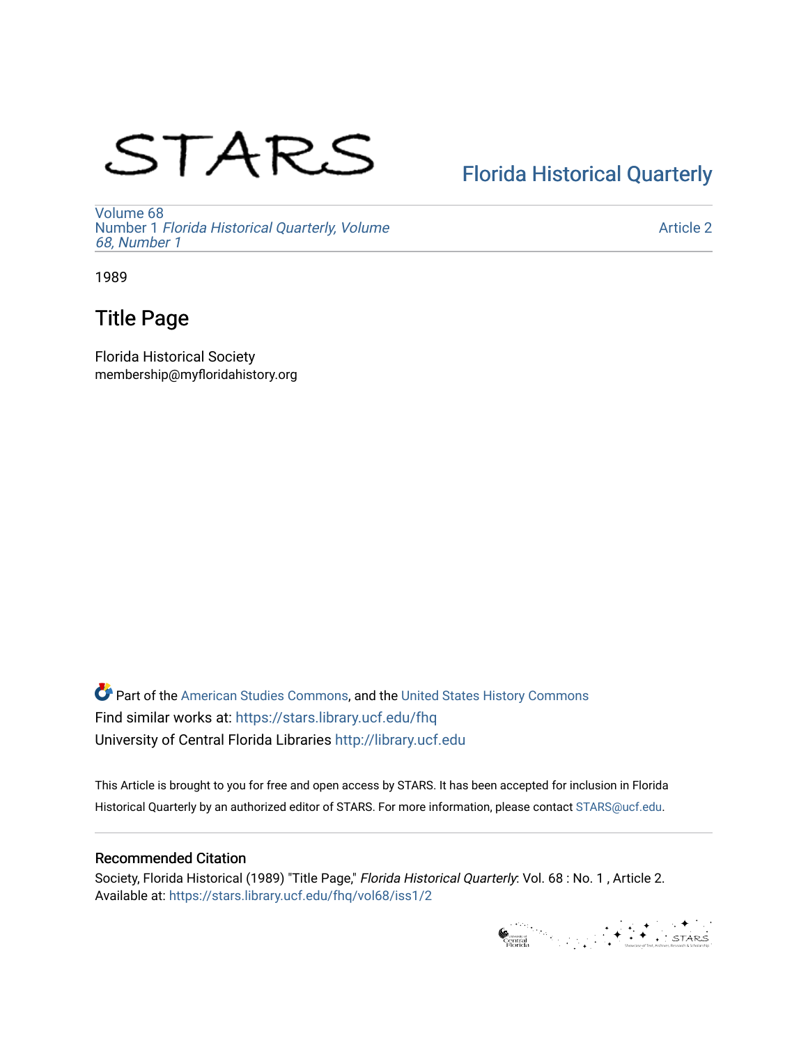STARS

Florida Historical Quarterly

Volume 68
Number 1 *Florida Historical Quarterly, Volume 68, Number 1*

Article 2

1989

# Title Page

Florida Historical Society
membership@myfloridahistory.org

Part of the American Studies Commons, and the United States History Commons
Find similar works at: https://stars.library.ucf.edu/fhq
University of Central Florida Libraries http://library.ucf.edu

This Article is brought to you for free and open access by STARS. It has been accepted for inclusion in Florida Historical Quarterly by an authorized editor of STARS. For more information, please contact STARS@ucf.edu.

## Recommended Citation

Society, Florida Historical (1989) "Title Page," *Florida Historical Quarterly*: Vol. 68 : No. 1 , Article 2.
Available at: https://stars.library.ucf.edu/fhq/vol68/iss1/2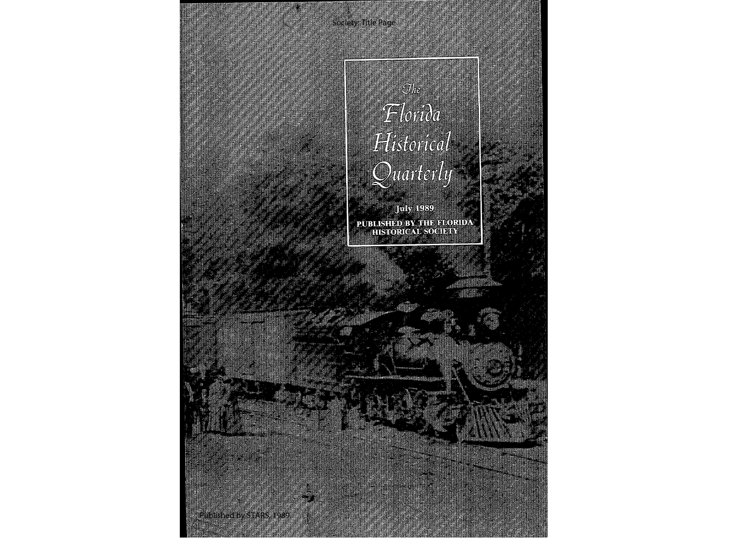*The*

# *Florida Historical Quarterly*

**July 1989**

**PUBLISHED BY THE FLORIDA HISTORICAL SOCIETY**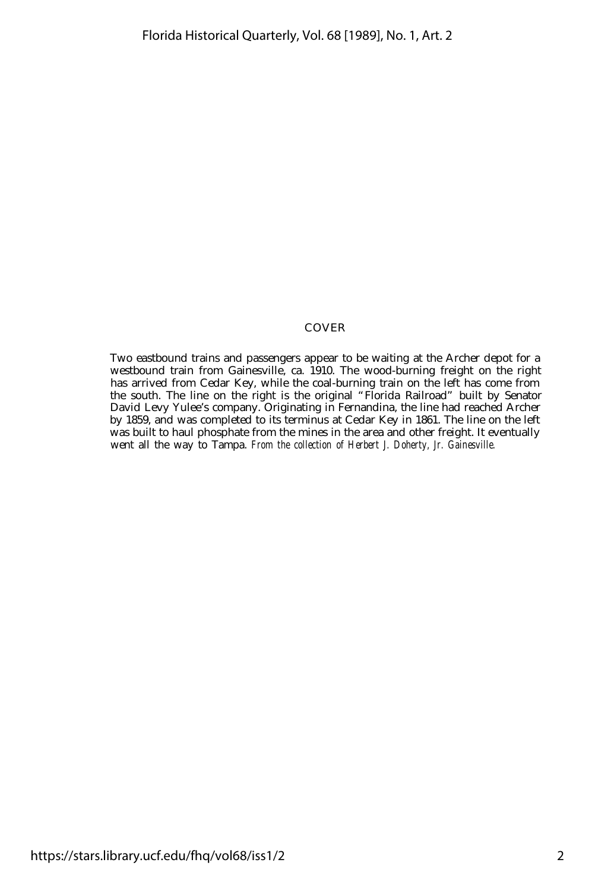## COVER

Two eastbound trains and passengers appear to be waiting at the Archer depot for a westbound train from Gainesville, ca. 1910. The wood-burning freight on the right has arrived from Cedar Key, while the coal-burning train on the left has come from the south. The line on the right is the original "Florida Railroad" built by Senator David Levy Yulee's company. Originating in Fernandina, the line had reached Archer by 1859, and was completed to its terminus at Cedar Key in 1861. The line on the left was built to haul phosphate from the mines in the area and other freight. It eventually went all the way to Tampa. *From the collection of Herbert J. Doherty, Jr. Gainesville.*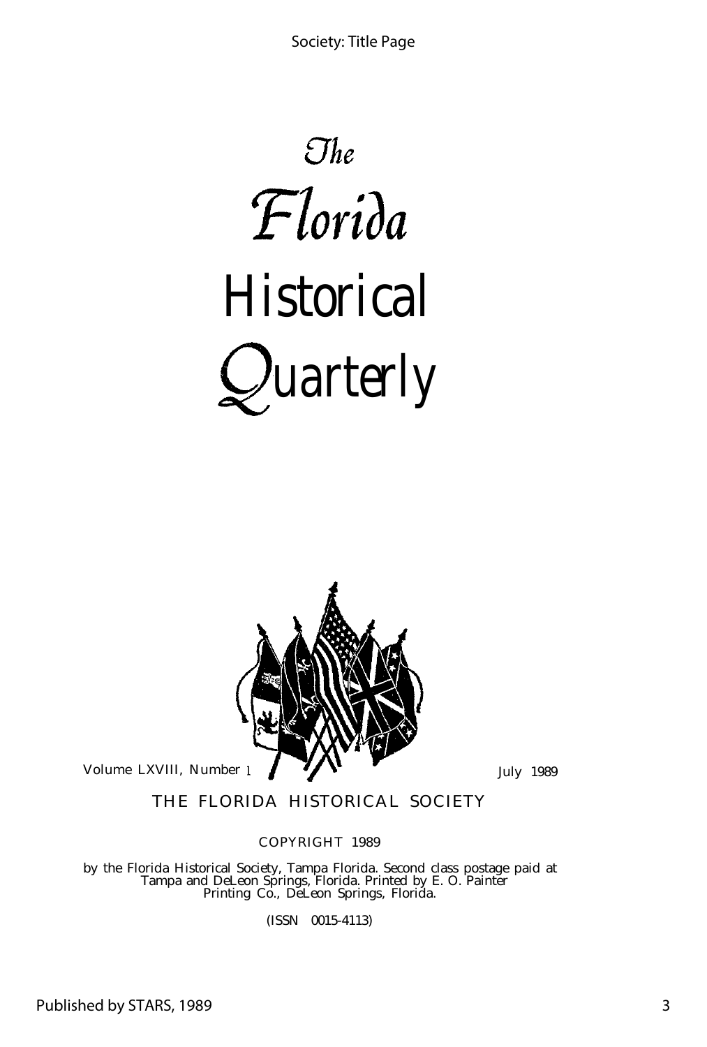# The Florida Historical Quarterly

Volume LXVIII, Number 1

July 1989

THE FLORIDA HISTORICAL SOCIETY

COPYRIGHT 1989

by the Florida Historical Society, Tampa Florida. Second class postage paid at Tampa and DeLeon Springs, Florida. Printed by E. O. Painter Printing Co., DeLeon Springs, Florida.

(ISSN 0015-4113)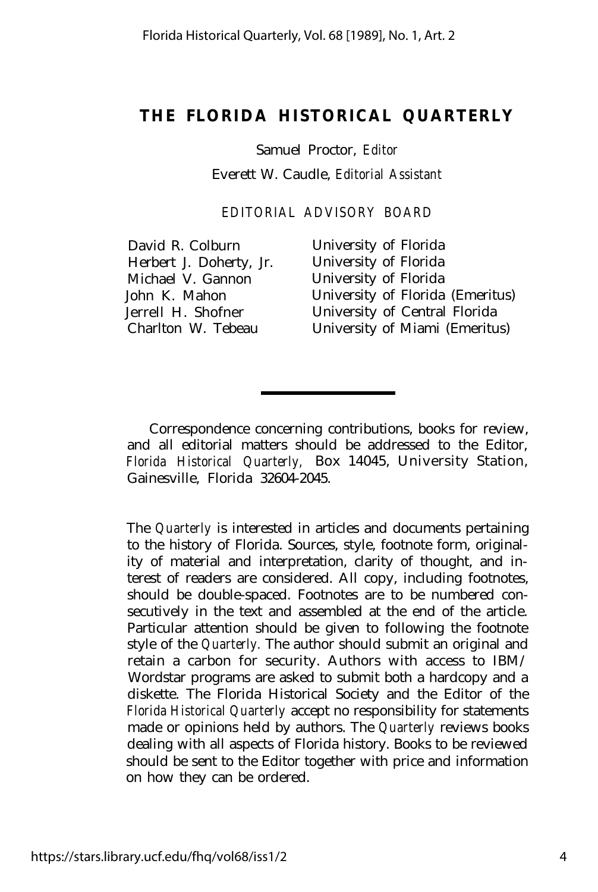# THE FLORIDA HISTORICAL QUARTERLY

Samuel Proctor, *Editor*

Everett W. Caudle, *Editorial Assistant*

## EDITORIAL ADVISORY BOARD

| | |
|---|---|
| David R. Colburn | University of Florida |
| Herbert J. Doherty, Jr. | University of Florida |
| Michael V. Gannon | University of Florida |
| John K. Mahon | University of Florida (Emeritus) |
| Jerrell H. Shofner | University of Central Florida |
| Charlton W. Tebeau | University of Miami (Emeritus) |

---

Correspondence concerning contributions, books for review, and all editorial matters should be addressed to the Editor, *Florida Historical Quarterly,* Box 14045, University Station, Gainesville, Florida 32604-2045.

The *Quarterly* is interested in articles and documents pertaining to the history of Florida. Sources, style, footnote form, originality of material and interpretation, clarity of thought, and interest of readers are considered. All copy, including footnotes, should be double-spaced. Footnotes are to be numbered consecutively in the text and assembled at the end of the article. Particular attention should be given to following the footnote style of the *Quarterly.* The author should submit an original and retain a carbon for security. Authors with access to IBM/ Wordstar programs are asked to submit both a hardcopy and a diskette. The Florida Historical Society and the Editor of the *Florida Historical Quarterly* accept no responsibility for statements made or opinions held by authors. The *Quarterly* reviews books dealing with all aspects of Florida history. Books to be reviewed should be sent to the Editor together with price and information on how they can be ordered.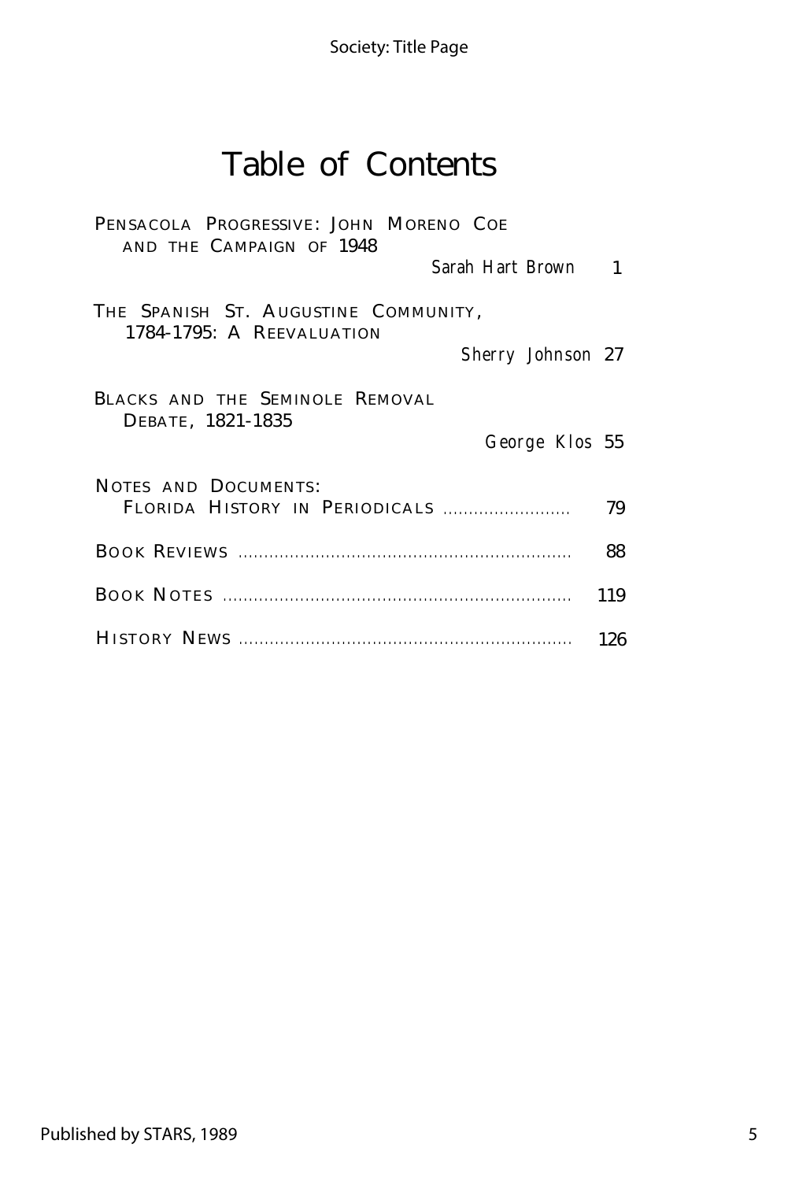# Table of Contents

PENSACOLA PROGRESSIVE: JOHN MORENO COE AND THE CAMPAIGN OF 1948
*Sarah Hart Brown* 1

THE SPANISH ST. AUGUSTINE COMMUNITY, 1784-1795: A REEVALUATION
*Sherry Johnson* 27

BLACKS AND THE SEMINOLE REMOVAL DEBATE, 1821-1835
*George Klos* 55

NOTES AND DOCUMENTS:
FLORIDA HISTORY IN PERIODICALS ........................ 79

BOOK REVIEWS ................................................................ 88

BOOK NOTES .................................................................. 119

HISTORY NEWS ................................................................ 126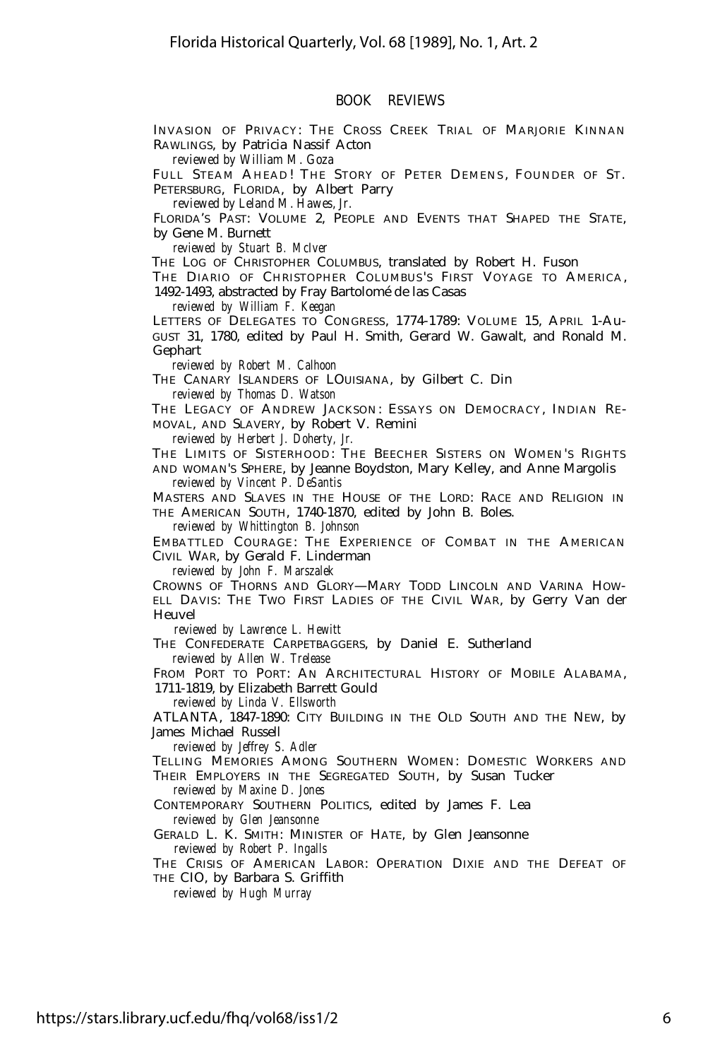## BOOK REVIEWS

INVASION OF PRIVACY: THE CROSS CREEK TRIAL OF MARJORIE KINNAN RAWLINGS, by Patricia Nassif Acton
*reviewed by William M. Goza*

FULL STEAM AHEAD! THE STORY OF PETER DEMENS, FOUNDER OF ST. PETERSBURG, FLORIDA, by Albert Parry
*reviewed by Leland M. Hawes, Jr.*

FLORIDA'S PAST: VOLUME 2, PEOPLE AND EVENTS THAT SHAPED THE STATE, by Gene M. Burnett
*reviewed by Stuart B. McIver*

THE LOG OF CHRISTOPHER COLUMBUS, translated by Robert H. Fuson

THE DIARIO OF CHRISTOPHER COLUMBUS'S FIRST VOYAGE TO AMERICA, 1492-1493, abstracted by Fray Bartolomé de las Casas
*reviewed by William F. Keegan*

LETTERS OF DELEGATES TO CONGRESS, 1774-1789: VOLUME 15, APRIL 1-AUGUST 31, 1780, edited by Paul H. Smith, Gerard W. Gawalt, and Ronald M. Gephart
*reviewed by Robert M. Calhoon*

THE CANARY ISLANDERS OF LOUISIANA, by Gilbert C. Din
*reviewed by Thomas D. Watson*

THE LEGACY OF ANDREW JACKSON: ESSAYS ON DEMOCRACY, INDIAN REMOVAL, AND SLAVERY, by Robert V. Remini
*reviewed by Herbert J. Doherty, Jr.*

THE LIMITS OF SISTERHOOD: THE BEECHER SISTERS ON WOMEN'S RIGHTS AND WOMAN'S SPHERE, by Jeanne Boydston, Mary Kelley, and Anne Margolis
*reviewed by Vincent P. DeSantis*

MASTERS AND SLAVES IN THE HOUSE OF THE LORD: RACE AND RELIGION IN THE AMERICAN SOUTH, 1740-1870, edited by John B. Boles.
*reviewed by Whittington B. Johnson*

EMBATTLED COURAGE: THE EXPERIENCE OF COMBAT IN THE AMERICAN CIVIL WAR, by Gerald F. Linderman
*reviewed by John F. Marszalek*

CROWNS OF THORNS AND GLORY—MARY TODD LINCOLN AND VARINA HOWELL DAVIS: THE TWO FIRST LADIES OF THE CIVIL WAR, by Gerry Van der Heuvel
*reviewed by Lawrence L. Hewitt*

THE CONFEDERATE CARPETBAGGERS, by Daniel E. Sutherland
*reviewed by Allen W. Trelease*

FROM PORT TO PORT: AN ARCHITECTURAL HISTORY OF MOBILE ALABAMA, 1711-1819, by Elizabeth Barrett Gould
*reviewed by Linda V. Ellsworth*

ATLANTA, 1847-1890: CITY BUILDING IN THE OLD SOUTH AND THE NEW, by James Michael Russell
*reviewed by Jeffrey S. Adler*

TELLING MEMORIES AMONG SOUTHERN WOMEN: DOMESTIC WORKERS AND THEIR EMPLOYERS IN THE SEGREGATED SOUTH, by Susan Tucker
*reviewed by Maxine D. Jones*

CONTEMPORARY SOUTHERN POLITICS, edited by James F. Lea
*reviewed by Glen Jeansonne*

GERALD L. K. SMITH: MINISTER OF HATE, by Glen Jeansonne
*reviewed by Robert P. Ingalls*

THE CRISIS OF AMERICAN LABOR: OPERATION DIXIE AND THE DEFEAT OF THE CIO, by Barbara S. Griffith
*reviewed by Hugh Murray*